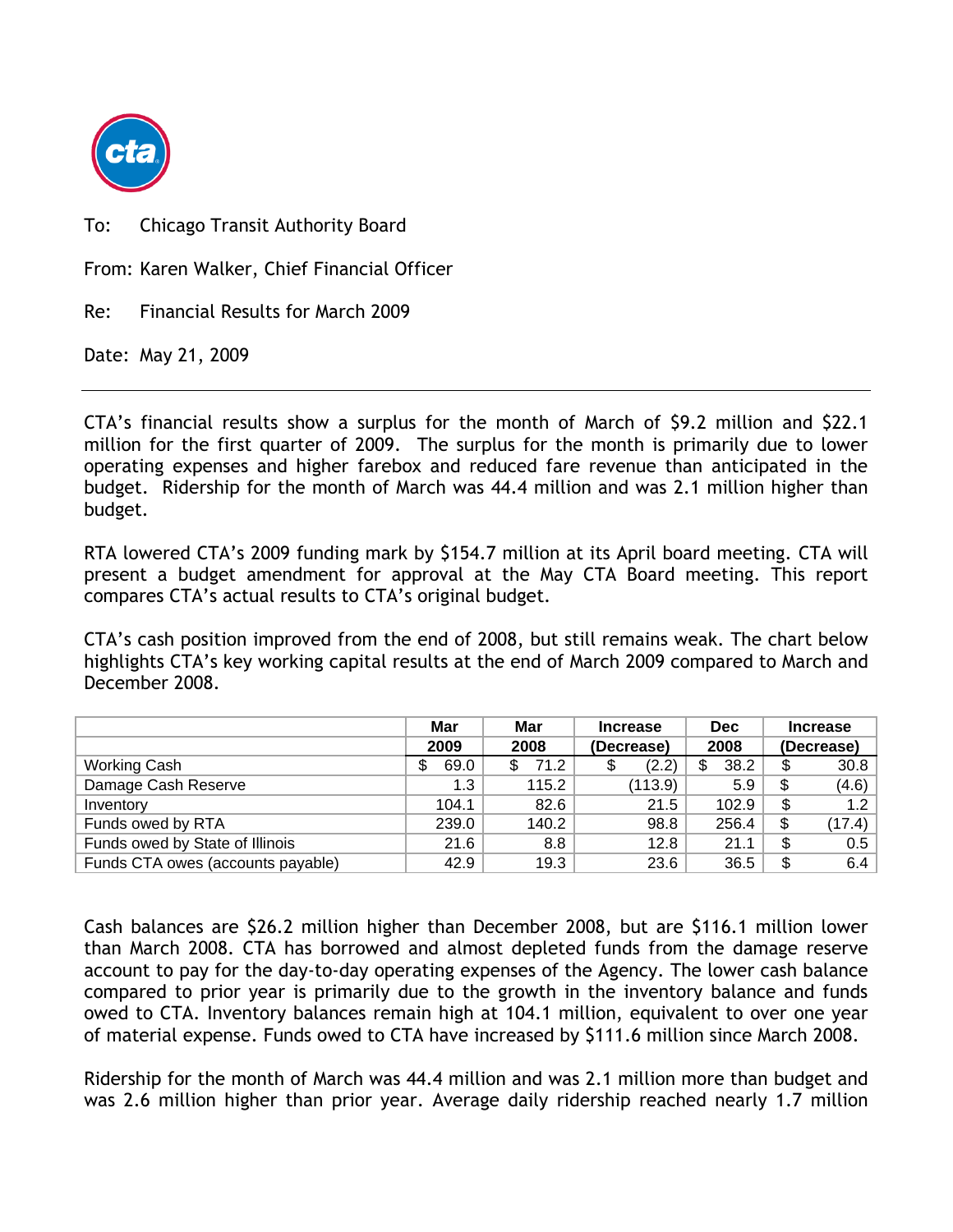To: Chicago Transit Authority Board

From: Karen Walker, Chief Financial Officer

Re: Financial Results for March 2009

Date: May 21, 2009

---

CTA's financial results show a surplus for the month of March of $9.2 million and $22.1 million for the first quarter of 2009. The surplus for the month is primarily due to lower operating expenses and higher farebox and reduced fare revenue than anticipated in the budget. Ridership for the month of March was 44.4 million and was 2.1 million higher than budget.

RTA lowered CTA's 2009 funding mark by $154.7 million at its April board meeting. CTA will present a budget amendment for approval at the May CTA Board meeting. This report compares CTA's actual results to CTA's original budget.

CTA's cash position improved from the end of 2008, but still remains weak. The chart below highlights CTA's key working capital results at the end of March 2009 compared to March and December 2008.

| | Mar 2009 | Mar 2008 | Increase (Decrease) | Dec 2008 | Increase (Decrease) |
|---|---|---|---|---|---|
| Working Cash | $ 69.0 | $ 71.2 | $ (2.2) | $ 38.2 | $ 30.8 |
| Damage Cash Reserve | 1.3 | 115.2 | (113.9) | 5.9 | $ (4.6) |
| Inventory | 104.1 | 82.6 | 21.5 | 102.9 | $ 1.2 |
| Funds owed by RTA | 239.0 | 140.2 | 98.8 | 256.4 | $ (17.4) |
| Funds owed by State of Illinois | 21.6 | 8.8 | 12.8 | 21.1 | $ 0.5 |
| Funds CTA owes (accounts payable) | 42.9 | 19.3 | 23.6 | 36.5 | $ 6.4 |

Cash balances are $26.2 million higher than December 2008, but are $116.1 million lower than March 2008. CTA has borrowed and almost depleted funds from the damage reserve account to pay for the day-to-day operating expenses of the Agency. The lower cash balance compared to prior year is primarily due to the growth in the inventory balance and funds owed to CTA. Inventory balances remain high at 104.1 million, equivalent to over one year of material expense. Funds owed to CTA have increased by $111.6 million since March 2008.

Ridership for the month of March was 44.4 million and was 2.1 million more than budget and was 2.6 million higher than prior year. Average daily ridership reached nearly 1.7 million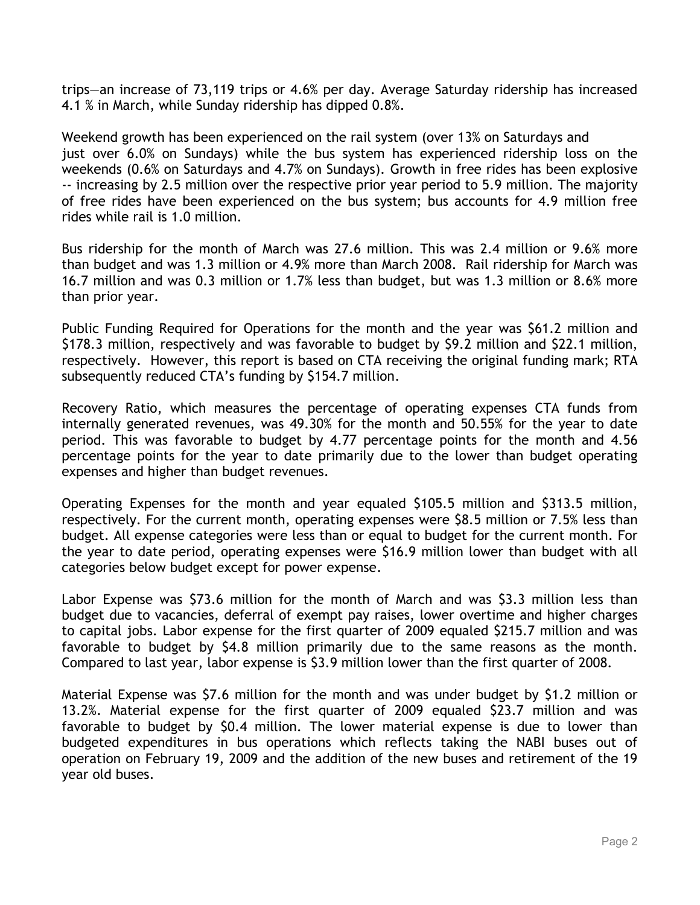trips—an increase of 73,119 trips or 4.6% per day. Average Saturday ridership has increased 4.1 % in March, while Sunday ridership has dipped 0.8%.

Weekend growth has been experienced on the rail system (over 13% on Saturdays and just over 6.0% on Sundays) while the bus system has experienced ridership loss on the weekends (0.6% on Saturdays and 4.7% on Sundays). Growth in free rides has been explosive -- increasing by 2.5 million over the respective prior year period to 5.9 million. The majority of free rides have been experienced on the bus system; bus accounts for 4.9 million free rides while rail is 1.0 million.

Bus ridership for the month of March was 27.6 million. This was 2.4 million or 9.6% more than budget and was 1.3 million or 4.9% more than March 2008. Rail ridership for March was 16.7 million and was 0.3 million or 1.7% less than budget, but was 1.3 million or 8.6% more than prior year.

Public Funding Required for Operations for the month and the year was $61.2 million and $178.3 million, respectively and was favorable to budget by $9.2 million and $22.1 million, respectively. However, this report is based on CTA receiving the original funding mark; RTA subsequently reduced CTA's funding by $154.7 million.

Recovery Ratio, which measures the percentage of operating expenses CTA funds from internally generated revenues, was 49.30% for the month and 50.55% for the year to date period. This was favorable to budget by 4.77 percentage points for the month and 4.56 percentage points for the year to date primarily due to the lower than budget operating expenses and higher than budget revenues.

Operating Expenses for the month and year equaled $105.5 million and $313.5 million, respectively. For the current month, operating expenses were $8.5 million or 7.5% less than budget. All expense categories were less than or equal to budget for the current month. For the year to date period, operating expenses were $16.9 million lower than budget with all categories below budget except for power expense.

Labor Expense was $73.6 million for the month of March and was $3.3 million less than budget due to vacancies, deferral of exempt pay raises, lower overtime and higher charges to capital jobs. Labor expense for the first quarter of 2009 equaled $215.7 million and was favorable to budget by $4.8 million primarily due to the same reasons as the month. Compared to last year, labor expense is $3.9 million lower than the first quarter of 2008.

Material Expense was $7.6 million for the month and was under budget by $1.2 million or 13.2%. Material expense for the first quarter of 2009 equaled $23.7 million and was favorable to budget by $0.4 million. The lower material expense is due to lower than budgeted expenditures in bus operations which reflects taking the NABI buses out of operation on February 19, 2009 and the addition of the new buses and retirement of the 19 year old buses.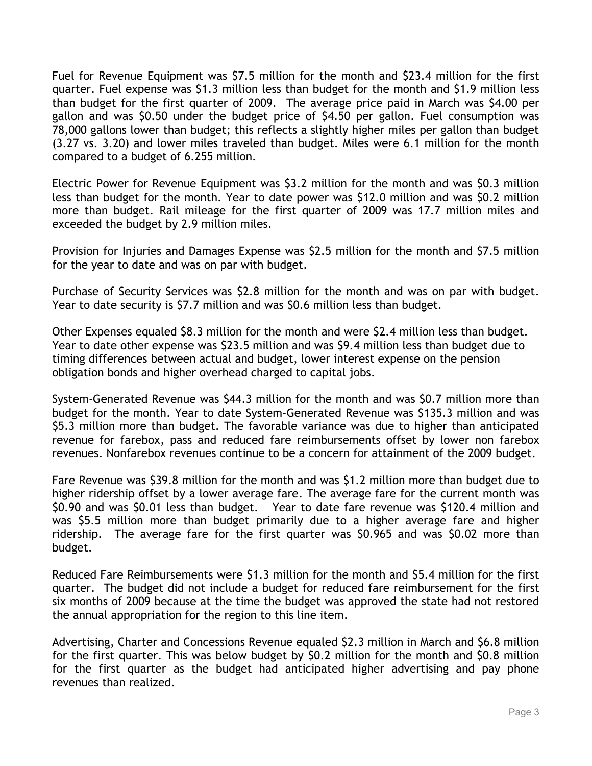Fuel for Revenue Equipment was $7.5 million for the month and $23.4 million for the first quarter. Fuel expense was $1.3 million less than budget for the month and $1.9 million less than budget for the first quarter of 2009. The average price paid in March was $4.00 per gallon and was $0.50 under the budget price of $4.50 per gallon. Fuel consumption was 78,000 gallons lower than budget; this reflects a slightly higher miles per gallon than budget (3.27 vs. 3.20) and lower miles traveled than budget. Miles were 6.1 million for the month compared to a budget of 6.255 million.

Electric Power for Revenue Equipment was $3.2 million for the month and was $0.3 million less than budget for the month. Year to date power was $12.0 million and was $0.2 million more than budget. Rail mileage for the first quarter of 2009 was 17.7 million miles and exceeded the budget by 2.9 million miles.

Provision for Injuries and Damages Expense was $2.5 million for the month and $7.5 million for the year to date and was on par with budget.

Purchase of Security Services was $2.8 million for the month and was on par with budget. Year to date security is $7.7 million and was $0.6 million less than budget.

Other Expenses equaled $8.3 million for the month and were $2.4 million less than budget. Year to date other expense was $23.5 million and was $9.4 million less than budget due to timing differences between actual and budget, lower interest expense on the pension obligation bonds and higher overhead charged to capital jobs.

System-Generated Revenue was $44.3 million for the month and was $0.7 million more than budget for the month. Year to date System-Generated Revenue was $135.3 million and was $5.3 million more than budget. The favorable variance was due to higher than anticipated revenue for farebox, pass and reduced fare reimbursements offset by lower non farebox revenues. Nonfarebox revenues continue to be a concern for attainment of the 2009 budget.

Fare Revenue was $39.8 million for the month and was $1.2 million more than budget due to higher ridership offset by a lower average fare. The average fare for the current month was $0.90 and was $0.01 less than budget. Year to date fare revenue was $120.4 million and was $5.5 million more than budget primarily due to a higher average fare and higher ridership. The average fare for the first quarter was $0.965 and was $0.02 more than budget.

Reduced Fare Reimbursements were $1.3 million for the month and $5.4 million for the first quarter. The budget did not include a budget for reduced fare reimbursement for the first six months of 2009 because at the time the budget was approved the state had not restored the annual appropriation for the region to this line item.

Advertising, Charter and Concessions Revenue equaled $2.3 million in March and $6.8 million for the first quarter. This was below budget by $0.2 million for the month and $0.8 million for the first quarter as the budget had anticipated higher advertising and pay phone revenues than realized.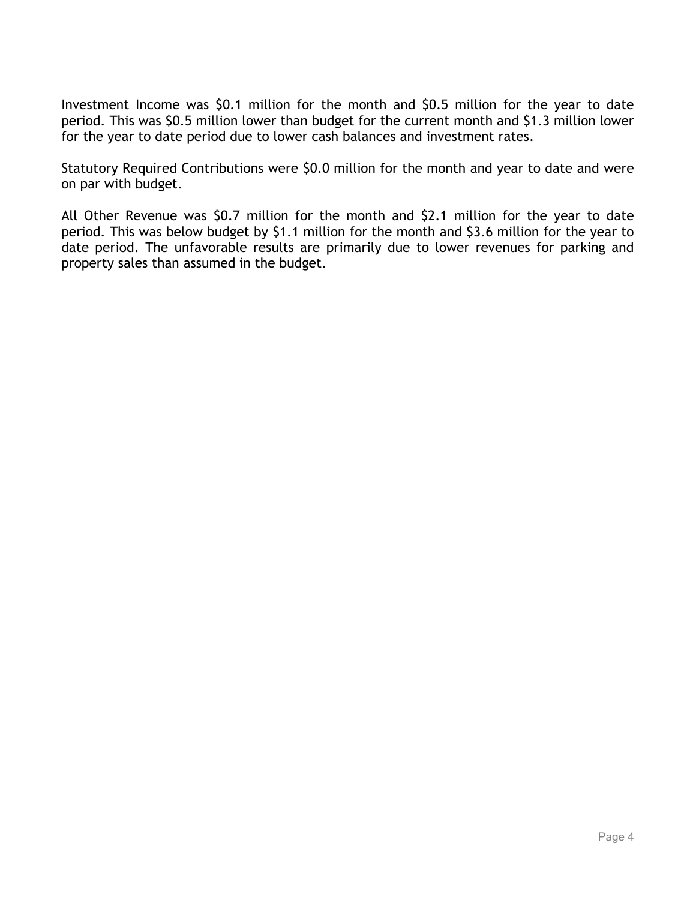Investment Income was $0.1 million for the month and $0.5 million for the year to date period. This was $0.5 million lower than budget for the current month and $1.3 million lower for the year to date period due to lower cash balances and investment rates.

Statutory Required Contributions were $0.0 million for the month and year to date and were on par with budget.

All Other Revenue was $0.7 million for the month and $2.1 million for the year to date period. This was below budget by $1.1 million for the month and $3.6 million for the year to date period. The unfavorable results are primarily due to lower revenues for parking and property sales than assumed in the budget.